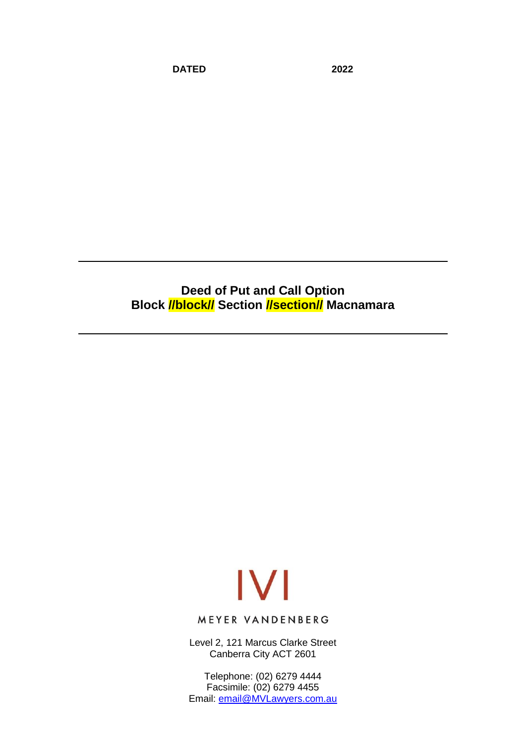**DATED 2022**

---

# Deed of Put and Call Option
# Block //block// Section //section// Macnamara

---

MEYER VANDENBERG

Level 2, 121 Marcus Clarke Street
Canberra City ACT 2601

Telephone: (02) 6279 4444
Facsimile: (02) 6279 4455
Email: email@MVLawyers.com.au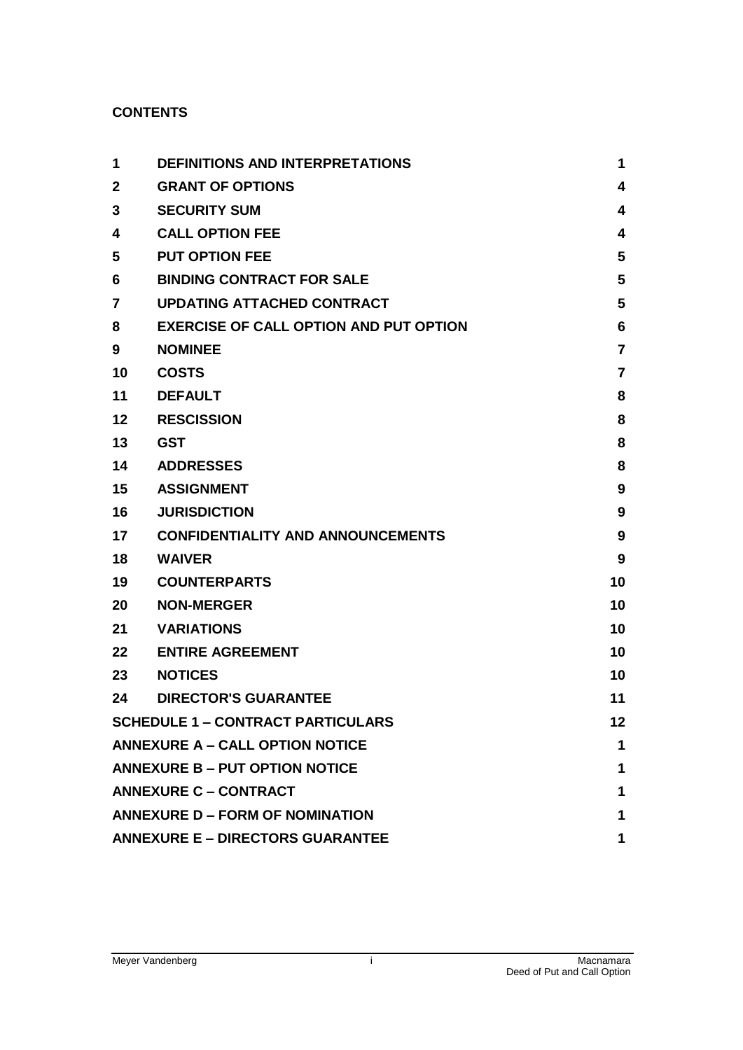**CONTENTS**

| | | |
|---|---|---|
| 1 | **DEFINITIONS AND INTERPRETATIONS** | 1 |
| 2 | **GRANT OF OPTIONS** | 4 |
| 3 | **SECURITY SUM** | 4 |
| 4 | **CALL OPTION FEE** | 4 |
| 5 | **PUT OPTION FEE** | 5 |
| 6 | **BINDING CONTRACT FOR SALE** | 5 |
| 7 | **UPDATING ATTACHED CONTRACT** | 5 |
| 8 | **EXERCISE OF CALL OPTION AND PUT OPTION** | 6 |
| 9 | **NOMINEE** | 7 |
| 10 | **COSTS** | 7 |
| 11 | **DEFAULT** | 8 |
| 12 | **RESCISSION** | 8 |
| 13 | **GST** | 8 |
| 14 | **ADDRESSES** | 8 |
| 15 | **ASSIGNMENT** | 9 |
| 16 | **JURISDICTION** | 9 |
| 17 | **CONFIDENTIALITY AND ANNOUNCEMENTS** | 9 |
| 18 | **WAIVER** | 9 |
| 19 | **COUNTERPARTS** | 10 |
| 20 | **NON-MERGER** | 10 |
| 21 | **VARIATIONS** | 10 |
| 22 | **ENTIRE AGREEMENT** | 10 |
| 23 | **NOTICES** | 10 |
| 24 | **DIRECTOR'S GUARANTEE** | 11 |
| | **SCHEDULE 1 – CONTRACT PARTICULARS** | 12 |
| | **ANNEXURE A – CALL OPTION NOTICE** | 1 |
| | **ANNEXURE B – PUT OPTION NOTICE** | 1 |
| | **ANNEXURE C – CONTRACT** | 1 |
| | **ANNEXURE D – FORM OF NOMINATION** | 1 |
| | **ANNEXURE E – DIRECTORS GUARANTEE** | 1 |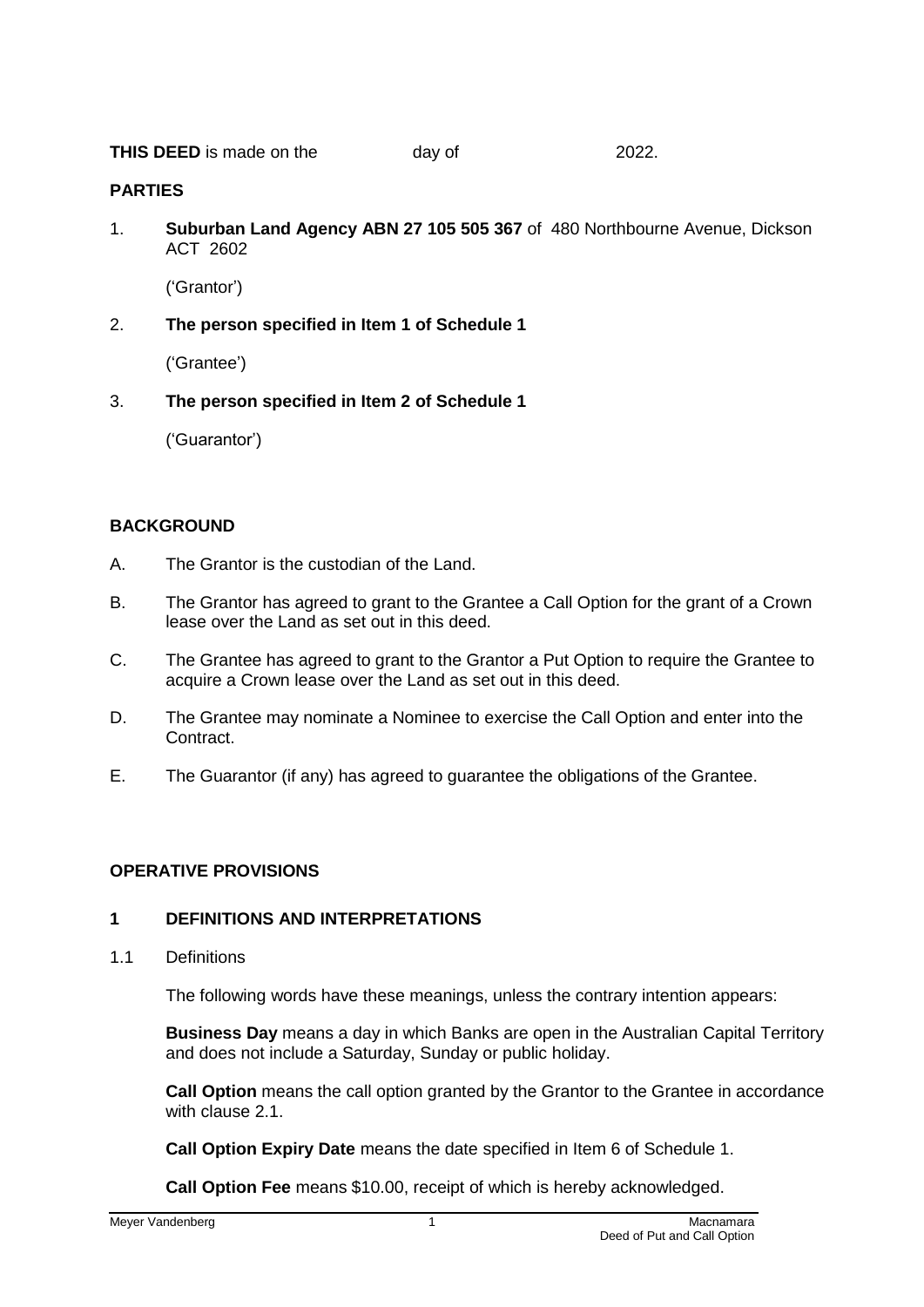**THIS DEED** is made on the day of 2022.

**PARTIES**

1. **Suburban Land Agency ABN 27 105 505 367** of 480 Northbourne Avenue, Dickson ACT 2602

   ('Grantor')

2. **The person specified in Item 1 of Schedule 1**

   ('Grantee')

3. **The person specified in Item 2 of Schedule 1**

   ('Guarantor')

**BACKGROUND**

A. The Grantor is the custodian of the Land.

B. The Grantor has agreed to grant to the Grantee a Call Option for the grant of a Crown lease over the Land as set out in this deed.

C. The Grantee has agreed to grant to the Grantor a Put Option to require the Grantee to acquire a Crown lease over the Land as set out in this deed.

D. The Grantee may nominate a Nominee to exercise the Call Option and enter into the Contract.

E. The Guarantor (if any) has agreed to guarantee the obligations of the Grantee.

**OPERATIVE PROVISIONS**

## 1 DEFINITIONS AND INTERPRETATIONS

1.1 Definitions

The following words have these meanings, unless the contrary intention appears:

**Business Day** means a day in which Banks are open in the Australian Capital Territory and does not include a Saturday, Sunday or public holiday.

**Call Option** means the call option granted by the Grantor to the Grantee in accordance with clause 2.1.

**Call Option Expiry Date** means the date specified in Item 6 of Schedule 1.

**Call Option Fee** means $10.00, receipt of which is hereby acknowledged.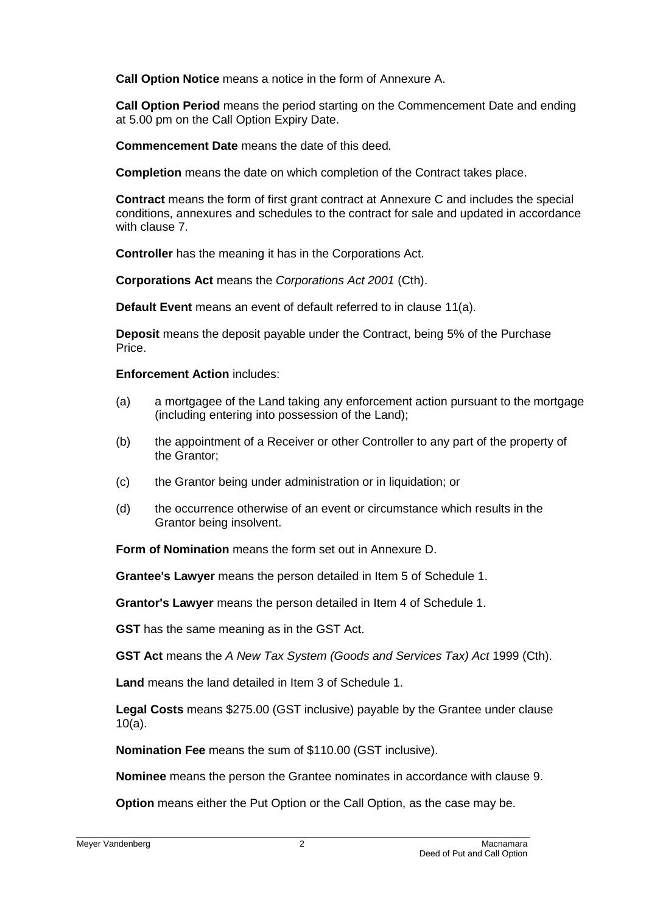**Call Option Notice** means a notice in the form of Annexure A.

**Call Option Period** means the period starting on the Commencement Date and ending at 5.00 pm on the Call Option Expiry Date.

**Commencement Date** means the date of this deed*.*

**Completion** means the date on which completion of the Contract takes place.

**Contract** means the form of first grant contract at Annexure C and includes the special conditions, annexures and schedules to the contract for sale and updated in accordance with clause 7.

**Controller** has the meaning it has in the Corporations Act.

**Corporations Act** means the *Corporations Act 2001* (Cth).

**Default Event** means an event of default referred to in clause 11(a).

**Deposit** means the deposit payable under the Contract, being 5% of the Purchase Price.

**Enforcement Action** includes:

(a) a mortgagee of the Land taking any enforcement action pursuant to the mortgage (including entering into possession of the Land);

(b) the appointment of a Receiver or other Controller to any part of the property of the Grantor;

(c) the Grantor being under administration or in liquidation; or

(d) the occurrence otherwise of an event or circumstance which results in the Grantor being insolvent.

**Form of Nomination** means the form set out in Annexure D.

**Grantee's Lawyer** means the person detailed in Item 5 of Schedule 1.

**Grantor's Lawyer** means the person detailed in Item 4 of Schedule 1.

**GST** has the same meaning as in the GST Act.

**GST Act** means the *A New Tax System (Goods and Services Tax) Act* 1999 (Cth).

**Land** means the land detailed in Item 3 of Schedule 1.

**Legal Costs** means $275.00 (GST inclusive) payable by the Grantee under clause 10(a).

**Nomination Fee** means the sum of $110.00 (GST inclusive).

**Nominee** means the person the Grantee nominates in accordance with clause 9.

**Option** means either the Put Option or the Call Option, as the case may be.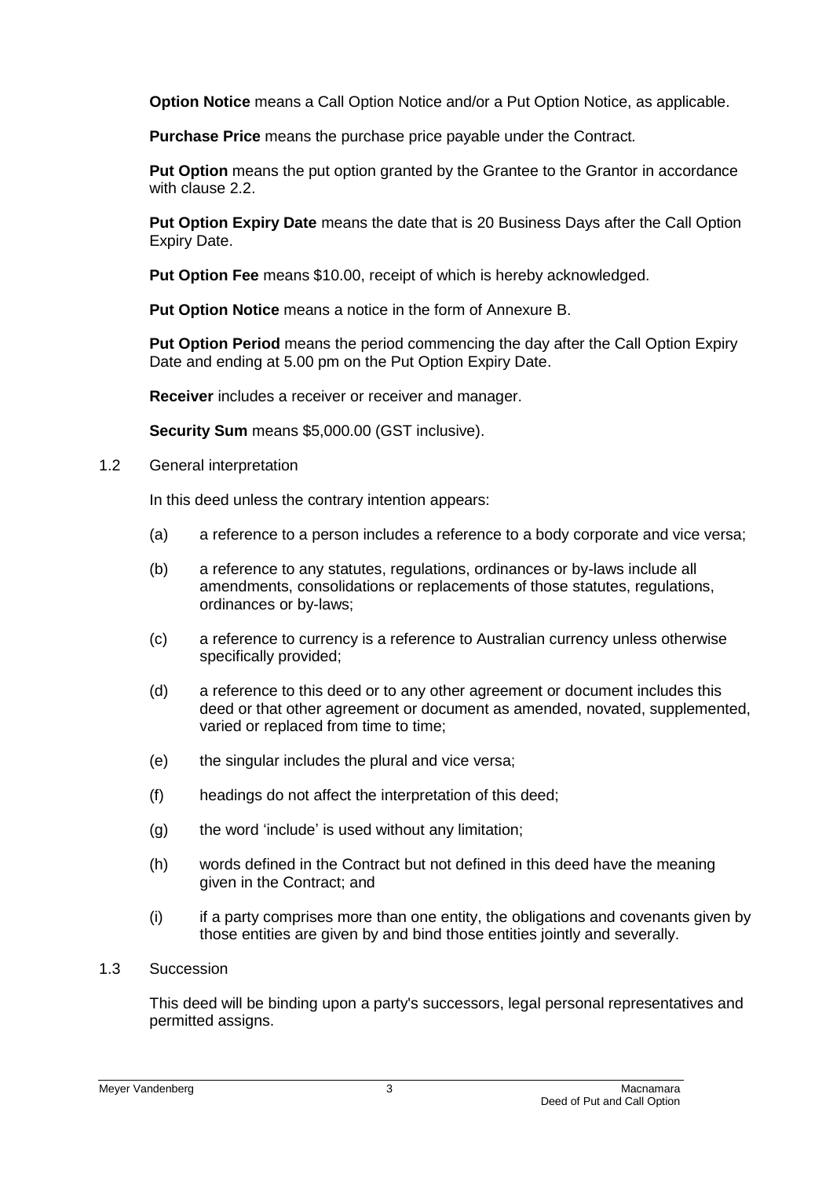**Option Notice** means a Call Option Notice and/or a Put Option Notice, as applicable.

**Purchase Price** means the purchase price payable under the Contract.

**Put Option** means the put option granted by the Grantee to the Grantor in accordance with clause 2.2.

**Put Option Expiry Date** means the date that is 20 Business Days after the Call Option Expiry Date.

**Put Option Fee** means $10.00, receipt of which is hereby acknowledged.

**Put Option Notice** means a notice in the form of Annexure B.

**Put Option Period** means the period commencing the day after the Call Option Expiry Date and ending at 5.00 pm on the Put Option Expiry Date.

**Receiver** includes a receiver or receiver and manager.

**Security Sum** means $5,000.00 (GST inclusive).

1.2 General interpretation

In this deed unless the contrary intention appears:

(a) a reference to a person includes a reference to a body corporate and vice versa;

(b) a reference to any statutes, regulations, ordinances or by-laws include all amendments, consolidations or replacements of those statutes, regulations, ordinances or by-laws;

(c) a reference to currency is a reference to Australian currency unless otherwise specifically provided;

(d) a reference to this deed or to any other agreement or document includes this deed or that other agreement or document as amended, novated, supplemented, varied or replaced from time to time;

(e) the singular includes the plural and vice versa;

(f) headings do not affect the interpretation of this deed;

(g) the word 'include' is used without any limitation;

(h) words defined in the Contract but not defined in this deed have the meaning given in the Contract; and

(i) if a party comprises more than one entity, the obligations and covenants given by those entities are given by and bind those entities jointly and severally.

1.3 Succession

This deed will be binding upon a party's successors, legal personal representatives and permitted assigns.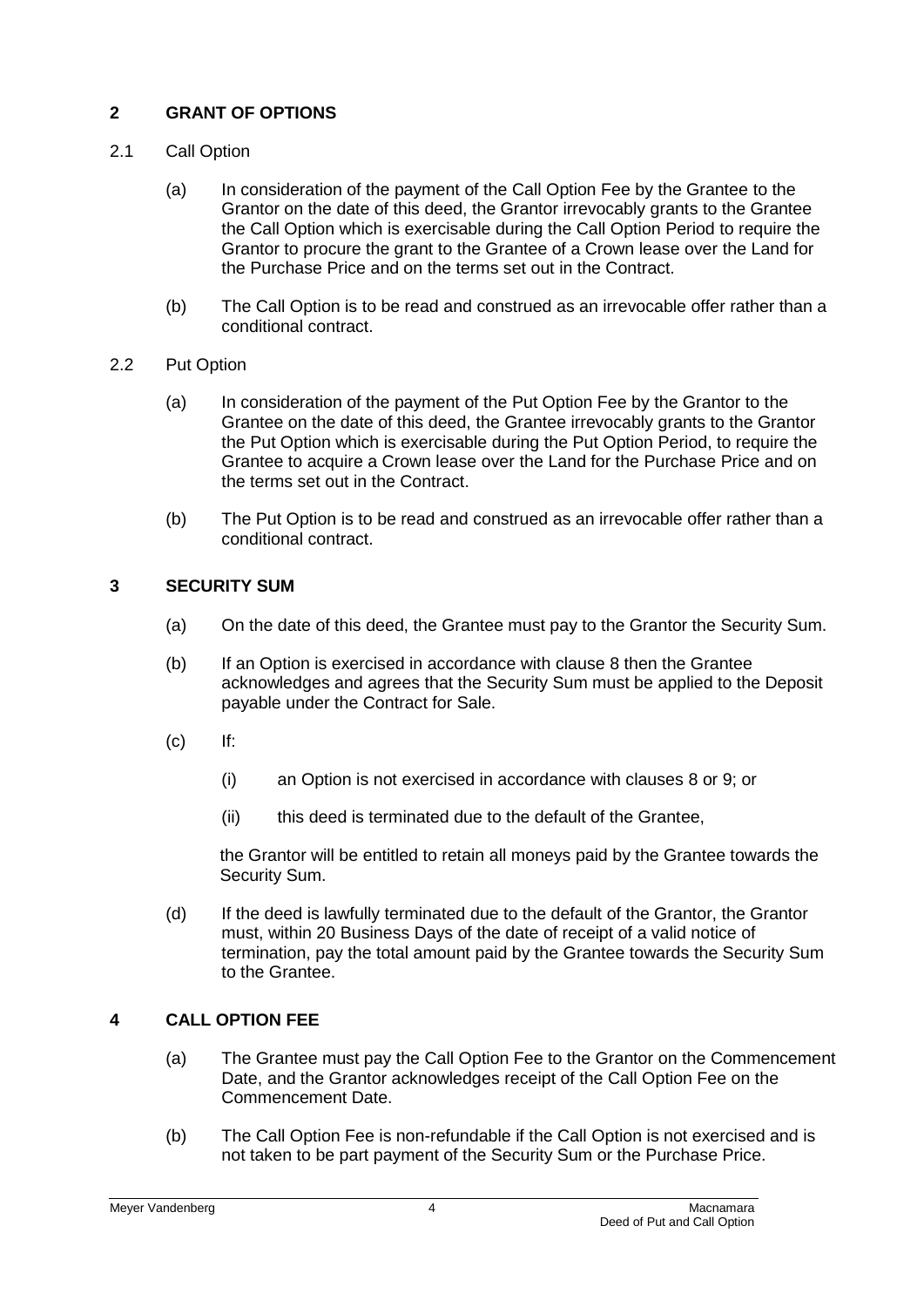## 2 GRANT OF OPTIONS

2.1 Call Option

(a) In consideration of the payment of the Call Option Fee by the Grantee to the Grantor on the date of this deed, the Grantor irrevocably grants to the Grantee the Call Option which is exercisable during the Call Option Period to require the Grantor to procure the grant to the Grantee of a Crown lease over the Land for the Purchase Price and on the terms set out in the Contract.

(b) The Call Option is to be read and construed as an irrevocable offer rather than a conditional contract.

2.2 Put Option

(a) In consideration of the payment of the Put Option Fee by the Grantor to the Grantee on the date of this deed, the Grantee irrevocably grants to the Grantor the Put Option which is exercisable during the Put Option Period, to require the Grantee to acquire a Crown lease over the Land for the Purchase Price and on the terms set out in the Contract.

(b) The Put Option is to be read and construed as an irrevocable offer rather than a conditional contract.

## 3 SECURITY SUM

(a) On the date of this deed, the Grantee must pay to the Grantor the Security Sum.

(b) If an Option is exercised in accordance with clause 8 then the Grantee acknowledges and agrees that the Security Sum must be applied to the Deposit payable under the Contract for Sale.

(c) If:

(i) an Option is not exercised in accordance with clauses 8 or 9; or

(ii) this deed is terminated due to the default of the Grantee,

the Grantor will be entitled to retain all moneys paid by the Grantee towards the Security Sum.

(d) If the deed is lawfully terminated due to the default of the Grantor, the Grantor must, within 20 Business Days of the date of receipt of a valid notice of termination, pay the total amount paid by the Grantee towards the Security Sum to the Grantee.

## 4 CALL OPTION FEE

(a) The Grantee must pay the Call Option Fee to the Grantor on the Commencement Date, and the Grantor acknowledges receipt of the Call Option Fee on the Commencement Date.

(b) The Call Option Fee is non-refundable if the Call Option is not exercised and is not taken to be part payment of the Security Sum or the Purchase Price.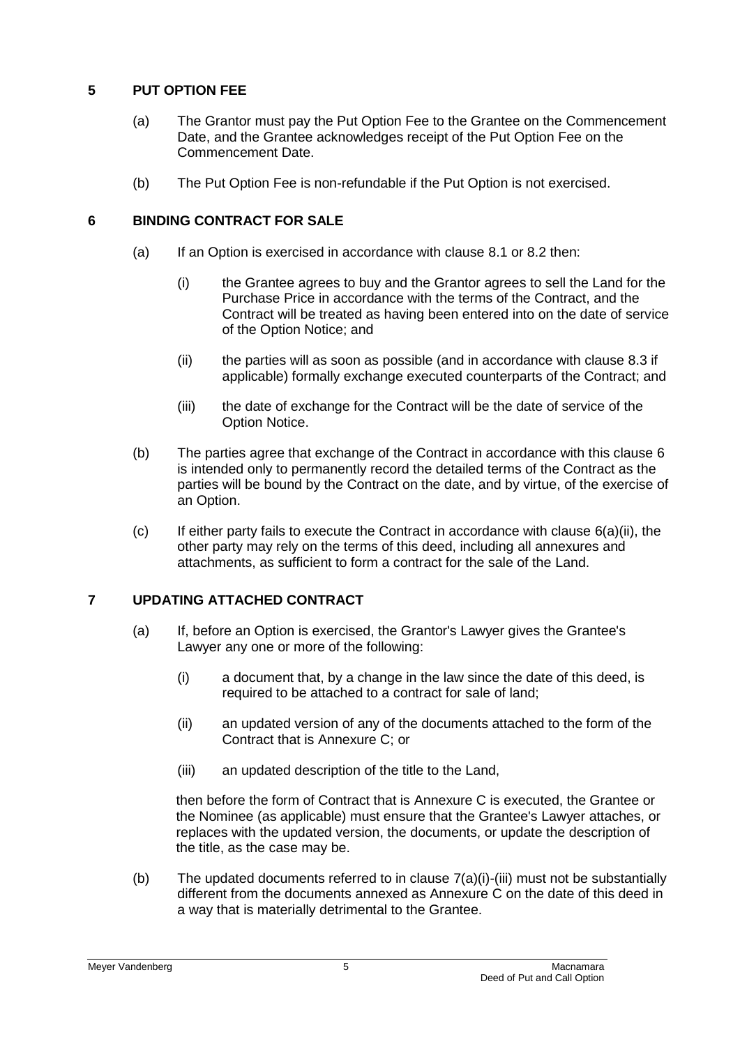## 5 PUT OPTION FEE

(a) The Grantor must pay the Put Option Fee to the Grantee on the Commencement Date, and the Grantee acknowledges receipt of the Put Option Fee on the Commencement Date.

(b) The Put Option Fee is non-refundable if the Put Option is not exercised.

## 6 BINDING CONTRACT FOR SALE

(a) If an Option is exercised in accordance with clause 8.1 or 8.2 then:

(i) the Grantee agrees to buy and the Grantor agrees to sell the Land for the Purchase Price in accordance with the terms of the Contract, and the Contract will be treated as having been entered into on the date of service of the Option Notice; and

(ii) the parties will as soon as possible (and in accordance with clause 8.3 if applicable) formally exchange executed counterparts of the Contract; and

(iii) the date of exchange for the Contract will be the date of service of the Option Notice.

(b) The parties agree that exchange of the Contract in accordance with this clause 6 is intended only to permanently record the detailed terms of the Contract as the parties will be bound by the Contract on the date, and by virtue, of the exercise of an Option.

(c) If either party fails to execute the Contract in accordance with clause 6(a)(ii), the other party may rely on the terms of this deed, including all annexures and attachments, as sufficient to form a contract for the sale of the Land.

## 7 UPDATING ATTACHED CONTRACT

(a) If, before an Option is exercised, the Grantor's Lawyer gives the Grantee's Lawyer any one or more of the following:

(i) a document that, by a change in the law since the date of this deed, is required to be attached to a contract for sale of land;

(ii) an updated version of any of the documents attached to the form of the Contract that is Annexure C; or

(iii) an updated description of the title to the Land,

then before the form of Contract that is Annexure C is executed, the Grantee or the Nominee (as applicable) must ensure that the Grantee's Lawyer attaches, or replaces with the updated version, the documents, or update the description of the title, as the case may be.

(b) The updated documents referred to in clause 7(a)(i)-(iii) must not be substantially different from the documents annexed as Annexure C on the date of this deed in a way that is materially detrimental to the Grantee.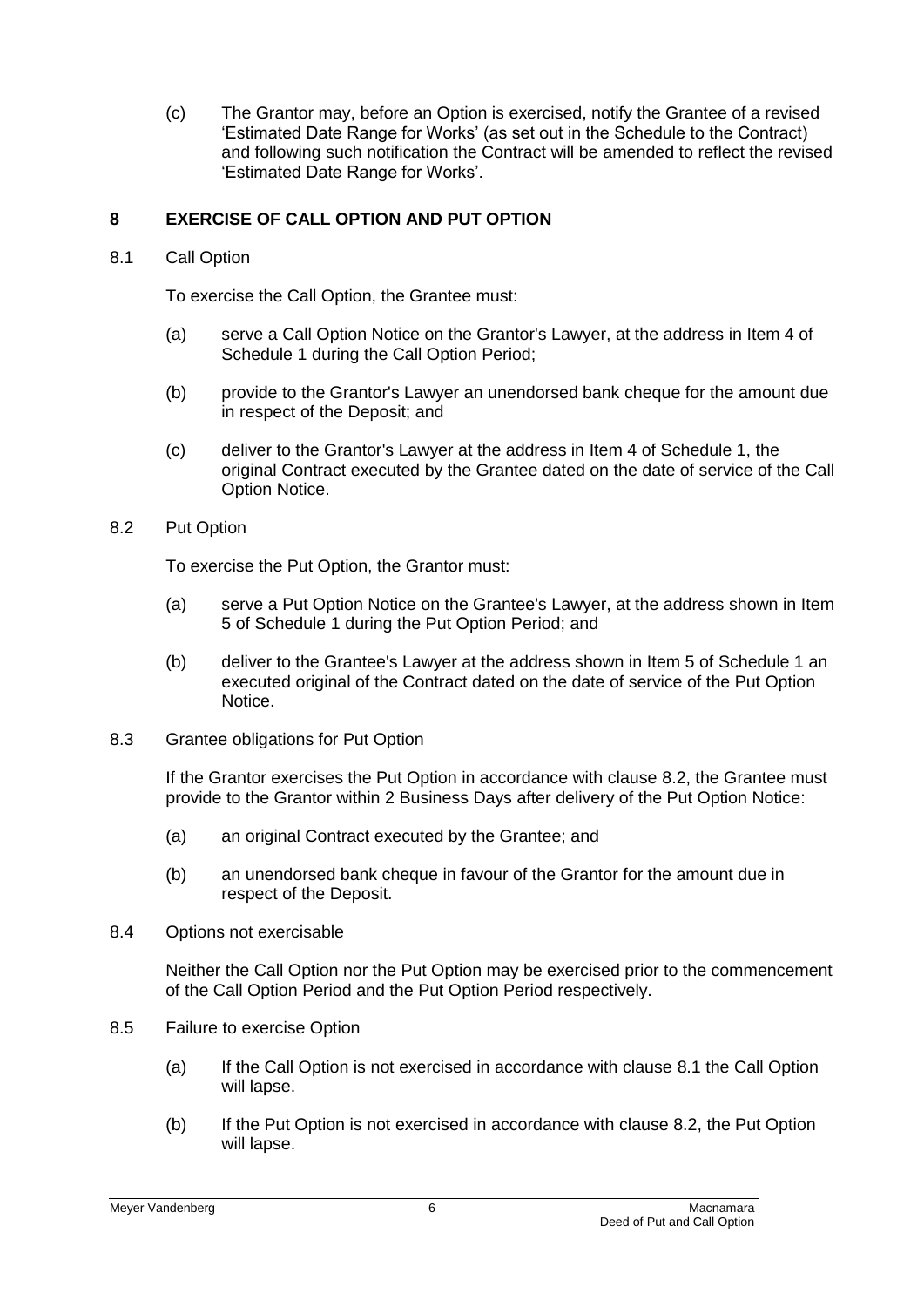(c) The Grantor may, before an Option is exercised, notify the Grantee of a revised 'Estimated Date Range for Works' (as set out in the Schedule to the Contract) and following such notification the Contract will be amended to reflect the revised 'Estimated Date Range for Works'.

## 8 EXERCISE OF CALL OPTION AND PUT OPTION

### 8.1 Call Option

To exercise the Call Option, the Grantee must:

(a) serve a Call Option Notice on the Grantor's Lawyer, at the address in Item 4 of Schedule 1 during the Call Option Period;

(b) provide to the Grantor's Lawyer an unendorsed bank cheque for the amount due in respect of the Deposit; and

(c) deliver to the Grantor's Lawyer at the address in Item 4 of Schedule 1, the original Contract executed by the Grantee dated on the date of service of the Call Option Notice.

### 8.2 Put Option

To exercise the Put Option, the Grantor must:

(a) serve a Put Option Notice on the Grantee's Lawyer, at the address shown in Item 5 of Schedule 1 during the Put Option Period; and

(b) deliver to the Grantee's Lawyer at the address shown in Item 5 of Schedule 1 an executed original of the Contract dated on the date of service of the Put Option Notice.

### 8.3 Grantee obligations for Put Option

If the Grantor exercises the Put Option in accordance with clause 8.2, the Grantee must provide to the Grantor within 2 Business Days after delivery of the Put Option Notice:

(a) an original Contract executed by the Grantee; and

(b) an unendorsed bank cheque in favour of the Grantor for the amount due in respect of the Deposit.

### 8.4 Options not exercisable

Neither the Call Option nor the Put Option may be exercised prior to the commencement of the Call Option Period and the Put Option Period respectively.

### 8.5 Failure to exercise Option

(a) If the Call Option is not exercised in accordance with clause 8.1 the Call Option will lapse.

(b) If the Put Option is not exercised in accordance with clause 8.2, the Put Option will lapse.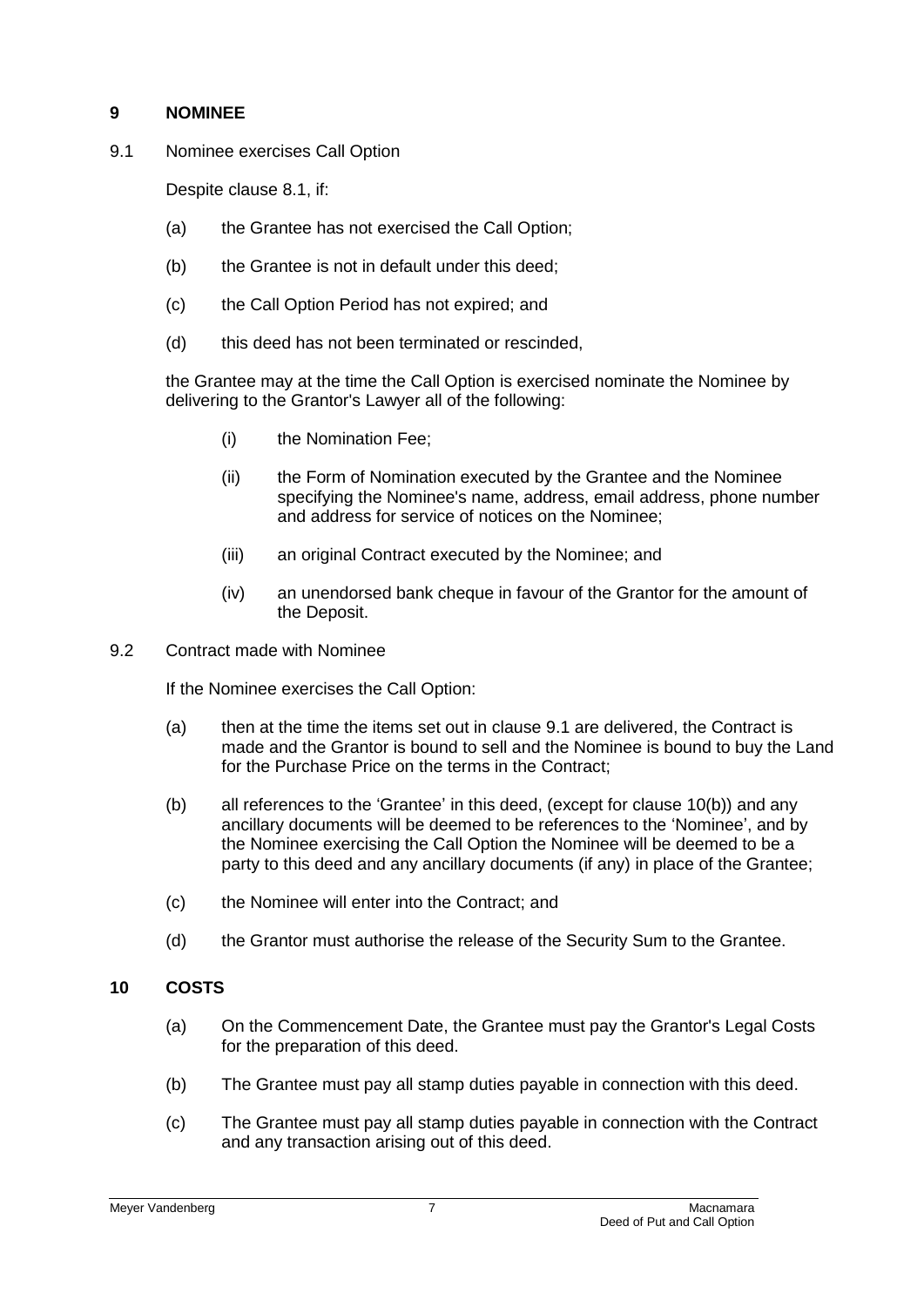## 9 NOMINEE

9.1 Nominee exercises Call Option

Despite clause 8.1, if:

(a) the Grantee has not exercised the Call Option;

(b) the Grantee is not in default under this deed;

(c) the Call Option Period has not expired; and

(d) this deed has not been terminated or rescinded,

the Grantee may at the time the Call Option is exercised nominate the Nominee by delivering to the Grantor's Lawyer all of the following:

(i) the Nomination Fee;

(ii) the Form of Nomination executed by the Grantee and the Nominee specifying the Nominee's name, address, email address, phone number and address for service of notices on the Nominee;

(iii) an original Contract executed by the Nominee; and

(iv) an unendorsed bank cheque in favour of the Grantor for the amount of the Deposit.

9.2 Contract made with Nominee

If the Nominee exercises the Call Option:

(a) then at the time the items set out in clause 9.1 are delivered, the Contract is made and the Grantor is bound to sell and the Nominee is bound to buy the Land for the Purchase Price on the terms in the Contract;

(b) all references to the 'Grantee' in this deed, (except for clause 10(b)) and any ancillary documents will be deemed to be references to the 'Nominee', and by the Nominee exercising the Call Option the Nominee will be deemed to be a party to this deed and any ancillary documents (if any) in place of the Grantee;

(c) the Nominee will enter into the Contract; and

(d) the Grantor must authorise the release of the Security Sum to the Grantee.

## 10 COSTS

(a) On the Commencement Date, the Grantee must pay the Grantor's Legal Costs for the preparation of this deed.

(b) The Grantee must pay all stamp duties payable in connection with this deed.

(c) The Grantee must pay all stamp duties payable in connection with the Contract and any transaction arising out of this deed.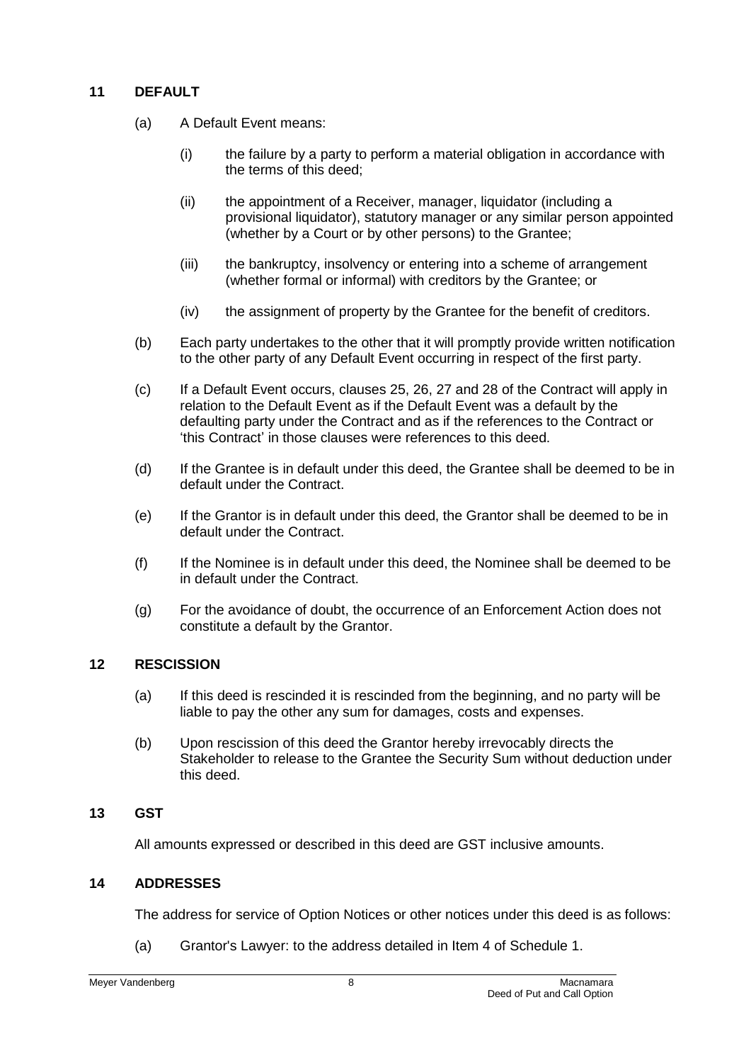## 11 DEFAULT

(a) A Default Event means:

(i) the failure by a party to perform a material obligation in accordance with the terms of this deed;

(ii) the appointment of a Receiver, manager, liquidator (including a provisional liquidator), statutory manager or any similar person appointed (whether by a Court or by other persons) to the Grantee;

(iii) the bankruptcy, insolvency or entering into a scheme of arrangement (whether formal or informal) with creditors by the Grantee; or

(iv) the assignment of property by the Grantee for the benefit of creditors.

(b) Each party undertakes to the other that it will promptly provide written notification to the other party of any Default Event occurring in respect of the first party.

(c) If a Default Event occurs, clauses 25, 26, 27 and 28 of the Contract will apply in relation to the Default Event as if the Default Event was a default by the defaulting party under the Contract and as if the references to the Contract or 'this Contract' in those clauses were references to this deed.

(d) If the Grantee is in default under this deed, the Grantee shall be deemed to be in default under the Contract.

(e) If the Grantor is in default under this deed, the Grantor shall be deemed to be in default under the Contract.

(f) If the Nominee is in default under this deed, the Nominee shall be deemed to be in default under the Contract.

(g) For the avoidance of doubt, the occurrence of an Enforcement Action does not constitute a default by the Grantor.

## 12 RESCISSION

(a) If this deed is rescinded it is rescinded from the beginning, and no party will be liable to pay the other any sum for damages, costs and expenses.

(b) Upon rescission of this deed the Grantor hereby irrevocably directs the Stakeholder to release to the Grantee the Security Sum without deduction under this deed.

## 13 GST

All amounts expressed or described in this deed are GST inclusive amounts.

## 14 ADDRESSES

The address for service of Option Notices or other notices under this deed is as follows:

(a) Grantor's Lawyer: to the address detailed in Item 4 of Schedule 1.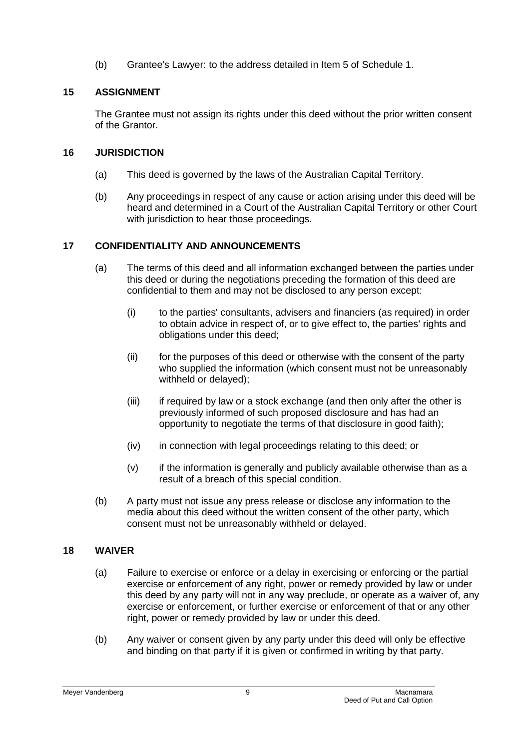(b) Grantee's Lawyer: to the address detailed in Item 5 of Schedule 1.

## 15 ASSIGNMENT

The Grantee must not assign its rights under this deed without the prior written consent of the Grantor.

## 16 JURISDICTION

(a) This deed is governed by the laws of the Australian Capital Territory.

(b) Any proceedings in respect of any cause or action arising under this deed will be heard and determined in a Court of the Australian Capital Territory or other Court with jurisdiction to hear those proceedings.

## 17 CONFIDENTIALITY AND ANNOUNCEMENTS

(a) The terms of this deed and all information exchanged between the parties under this deed or during the negotiations preceding the formation of this deed are confidential to them and may not be disclosed to any person except:

(i) to the parties' consultants, advisers and financiers (as required) in order to obtain advice in respect of, or to give effect to, the parties' rights and obligations under this deed;

(ii) for the purposes of this deed or otherwise with the consent of the party who supplied the information (which consent must not be unreasonably withheld or delayed);

(iii) if required by law or a stock exchange (and then only after the other is previously informed of such proposed disclosure and has had an opportunity to negotiate the terms of that disclosure in good faith);

(iv) in connection with legal proceedings relating to this deed; or

(v) if the information is generally and publicly available otherwise than as a result of a breach of this special condition.

(b) A party must not issue any press release or disclose any information to the media about this deed without the written consent of the other party, which consent must not be unreasonably withheld or delayed.

## 18 WAIVER

(a) Failure to exercise or enforce or a delay in exercising or enforcing or the partial exercise or enforcement of any right, power or remedy provided by law or under this deed by any party will not in any way preclude, or operate as a waiver of, any exercise or enforcement, or further exercise or enforcement of that or any other right, power or remedy provided by law or under this deed.

(b) Any waiver or consent given by any party under this deed will only be effective and binding on that party if it is given or confirmed in writing by that party.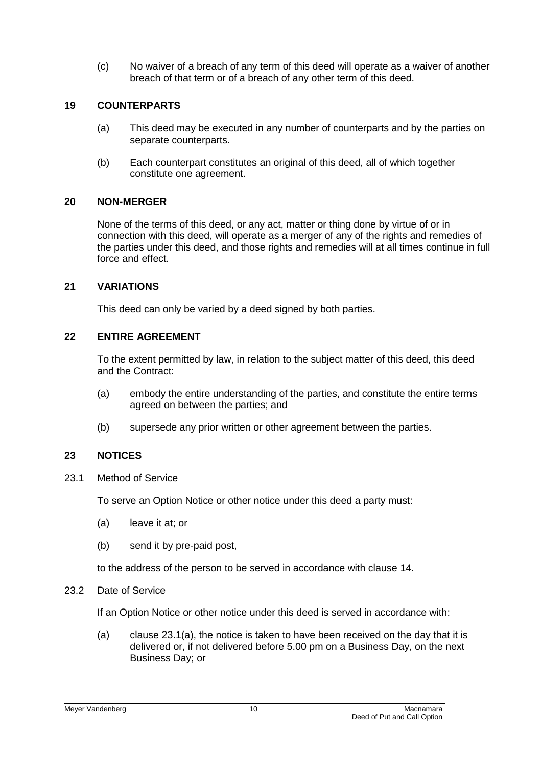(c) No waiver of a breach of any term of this deed will operate as a waiver of another breach of that term or of a breach of any other term of this deed.

## 19 COUNTERPARTS

(a) This deed may be executed in any number of counterparts and by the parties on separate counterparts.

(b) Each counterpart constitutes an original of this deed, all of which together constitute one agreement.

## 20 NON-MERGER

None of the terms of this deed, or any act, matter or thing done by virtue of or in connection with this deed, will operate as a merger of any of the rights and remedies of the parties under this deed, and those rights and remedies will at all times continue in full force and effect.

## 21 VARIATIONS

This deed can only be varied by a deed signed by both parties.

## 22 ENTIRE AGREEMENT

To the extent permitted by law, in relation to the subject matter of this deed, this deed and the Contract:

(a) embody the entire understanding of the parties, and constitute the entire terms agreed on between the parties; and

(b) supersede any prior written or other agreement between the parties.

## 23 NOTICES

### 23.1 Method of Service

To serve an Option Notice or other notice under this deed a party must:

(a) leave it at; or

(b) send it by pre-paid post,

to the address of the person to be served in accordance with clause 14.

### 23.2 Date of Service

If an Option Notice or other notice under this deed is served in accordance with:

(a) clause 23.1(a), the notice is taken to have been received on the day that it is delivered or, if not delivered before 5.00 pm on a Business Day, on the next Business Day; or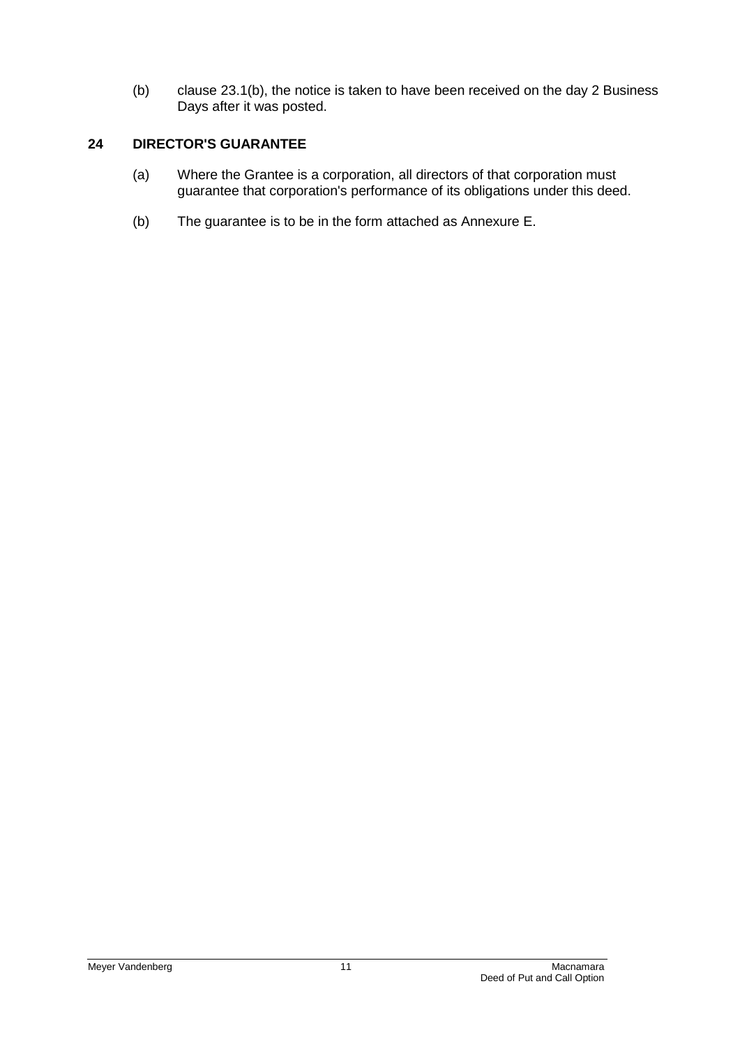(b) clause 23.1(b), the notice is taken to have been received on the day 2 Business Days after it was posted.

## 24 DIRECTOR'S GUARANTEE

(a) Where the Grantee is a corporation, all directors of that corporation must guarantee that corporation's performance of its obligations under this deed.

(b) The guarantee is to be in the form attached as Annexure E.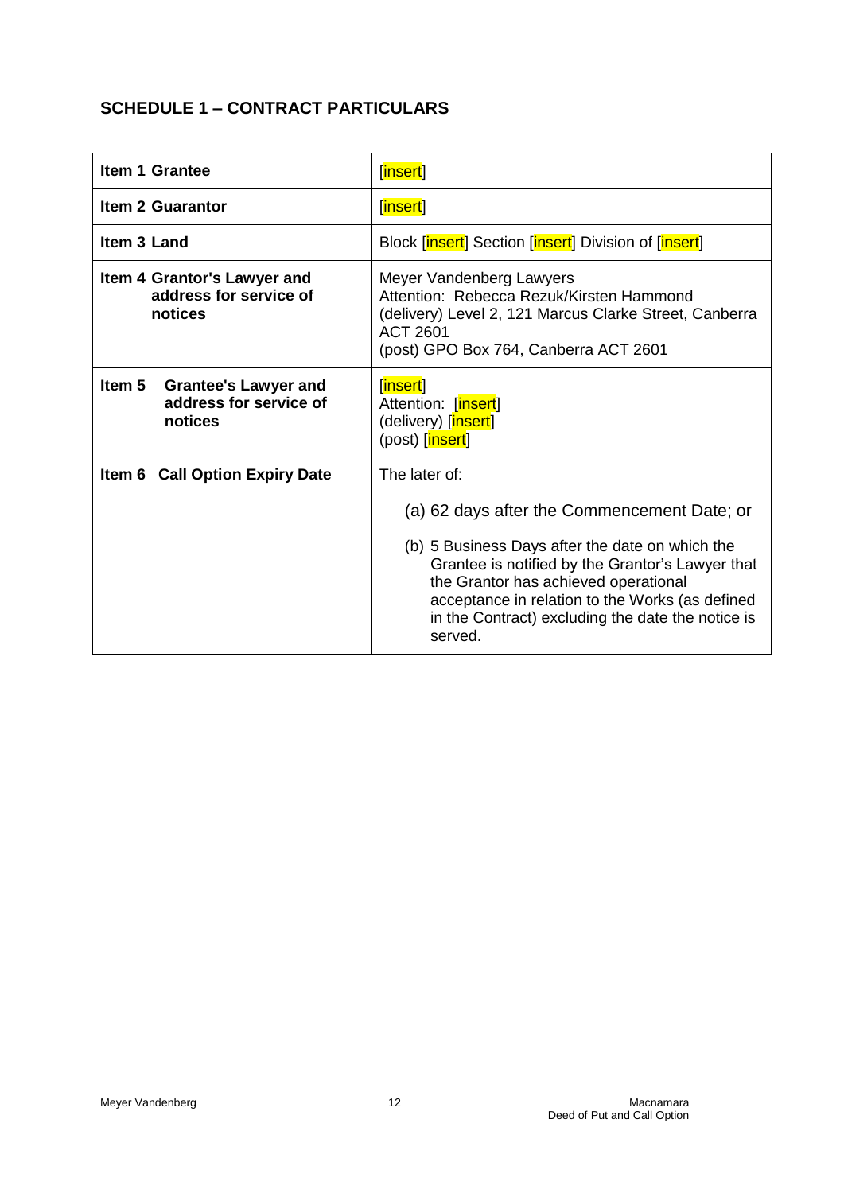## SCHEDULE 1 – CONTRACT PARTICULARS

| | |
|---|---|
| **Item 1 Grantee** | [insert] |
| **Item 2 Guarantor** | [insert] |
| **Item 3 Land** | Block [insert] Section [insert] Division of [insert] |
| **Item 4 Grantor's Lawyer and address for service of notices** | Meyer Vandenberg Lawyers<br>Attention: Rebecca Rezuk/Kirsten Hammond<br>(delivery) Level 2, 121 Marcus Clarke Street, Canberra ACT 2601<br>(post) GPO Box 764, Canberra ACT 2601 |
| **Item 5 Grantee's Lawyer and address for service of notices** | [insert]<br>Attention: [insert]<br>(delivery) [insert]<br>(post) [insert] |
| **Item 6 Call Option Expiry Date** | The later of:<br>(a) 62 days after the Commencement Date; or<br>(b) 5 Business Days after the date on which the Grantee is notified by the Grantor's Lawyer that the Grantor has achieved operational acceptance in relation to the Works (as defined in the Contract) excluding the date the notice is served. |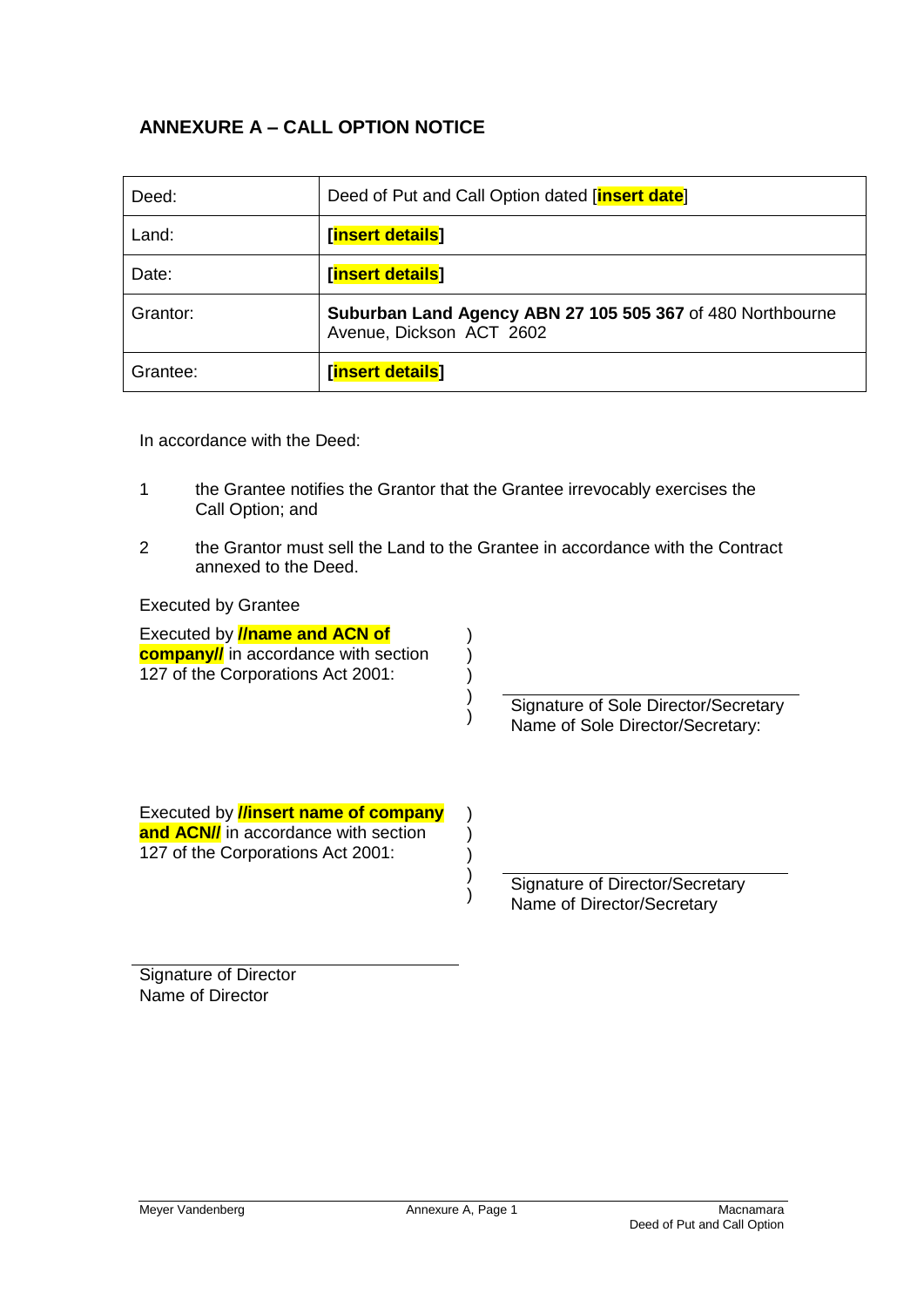## ANNEXURE A – CALL OPTION NOTICE

| Deed: | Deed of Put and Call Option dated [**insert date**] |
|---|---|
| Land: | **[insert details]** |
| Date: | **[insert details]** |
| Grantor: | **Suburban Land Agency ABN 27 105 505 367** of 480 Northbourne Avenue, Dickson ACT 2602 |
| Grantee: | **[insert details]** |

In accordance with the Deed:

1 the Grantee notifies the Grantor that the Grantee irrevocably exercises the Call Option; and

2 the Grantor must sell the Land to the Grantee in accordance with the Contract annexed to the Deed.

Executed by Grantee

Executed by **//name and ACN of company//** in accordance with section 127 of the Corporations Act 2001: )

Signature of Sole Director/Secretary
Name of Sole Director/Secretary:

Executed by **//insert name of company and ACN//** in accordance with section 127 of the Corporations Act 2001: )

Signature of Director/Secretary
Name of Director/Secretary

Signature of Director
Name of Director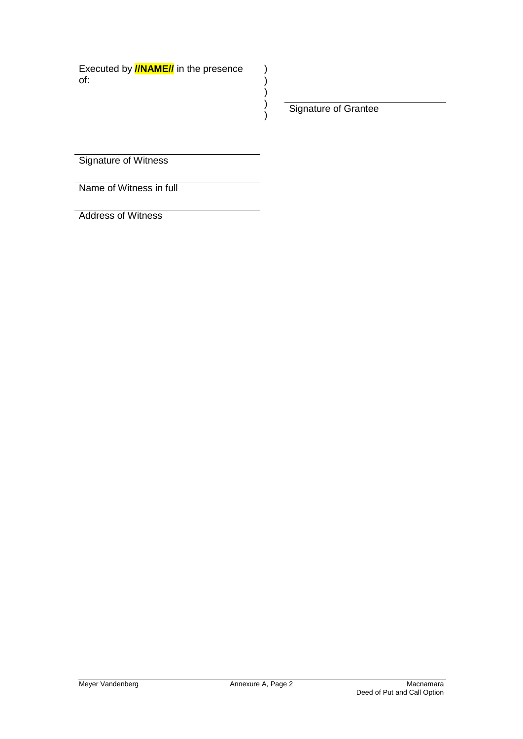| | | |
|---|---|---|
| Executed by **//NAME//** in the presence of: | )<br>)<br>)<br>)<br>) | \_\_\_\_\_\_\_\_\_\_\_\_\_\_\_\_\_\_\_\_<br>Signature of Grantee |

\_\_\_\_\_\_\_\_\_\_\_\_\_\_\_\_\_\_\_\_\_\_\_\_\_\_\_\_\_\_

Signature of Witness

\_\_\_\_\_\_\_\_\_\_\_\_\_\_\_\_\_\_\_\_\_\_\_\_\_\_\_\_\_\_

Name of Witness in full

\_\_\_\_\_\_\_\_\_\_\_\_\_\_\_\_\_\_\_\_\_\_\_\_\_\_\_\_\_\_

Address of Witness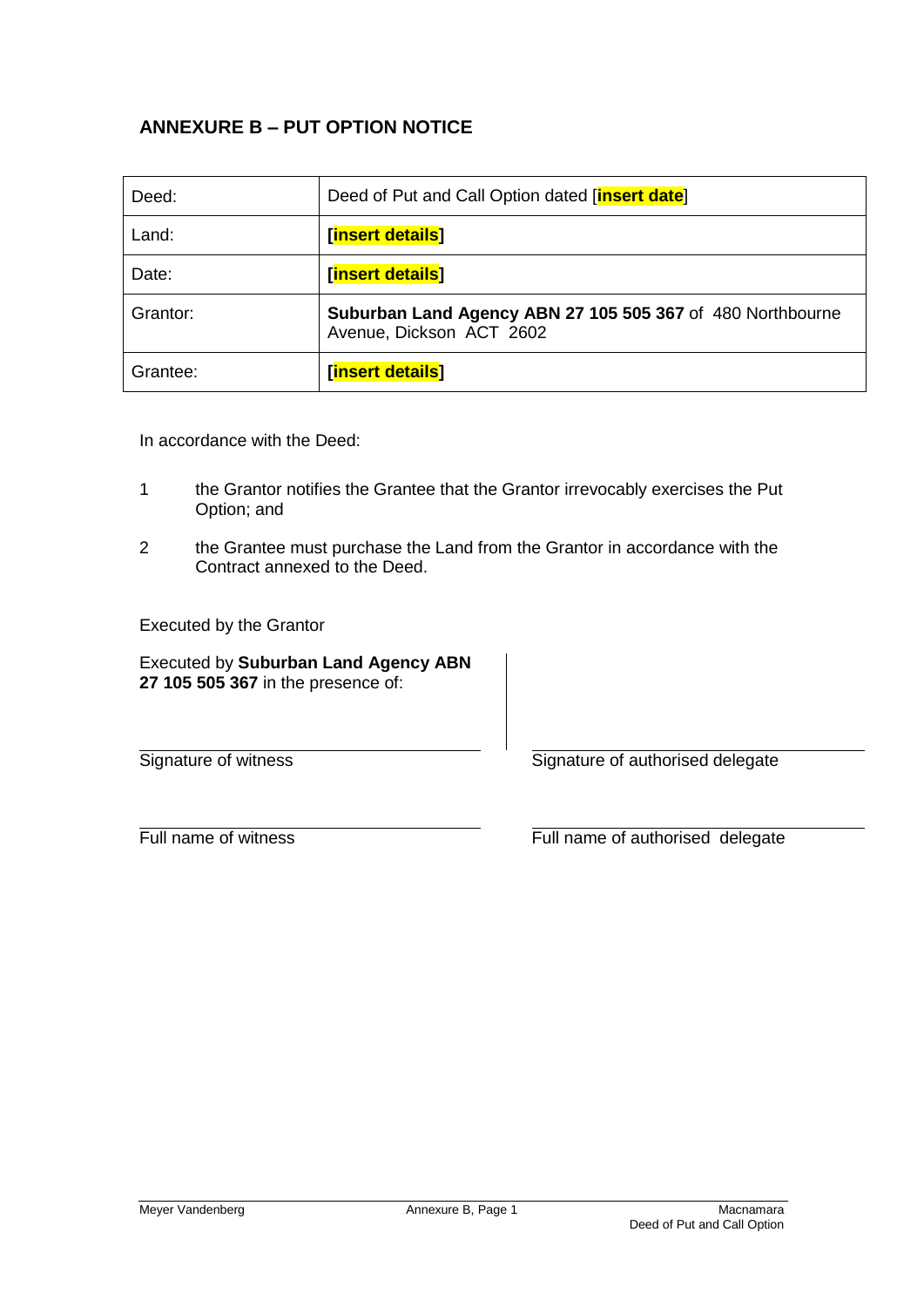## ANNEXURE B – PUT OPTION NOTICE

| | |
|---|---|
| Deed: | Deed of Put and Call Option dated [**insert date**] |
| Land: | **[insert details]** |
| Date: | **[insert details]** |
| Grantor: | **Suburban Land Agency ABN 27 105 505 367** of 480 Northbourne Avenue, Dickson ACT 2602 |
| Grantee: | **[insert details]** |

In accordance with the Deed:

1. the Grantor notifies the Grantee that the Grantor irrevocably exercises the Put Option; and
2. the Grantee must purchase the Land from the Grantor in accordance with the Contract annexed to the Deed.

Executed by the Grantor

Executed by **Suburban Land Agency ABN 27 105 505 367** in the presence of:

| | |
|---|---|
| Signature of witness | Signature of authorised delegate |
| Full name of witness | Full name of authorised delegate |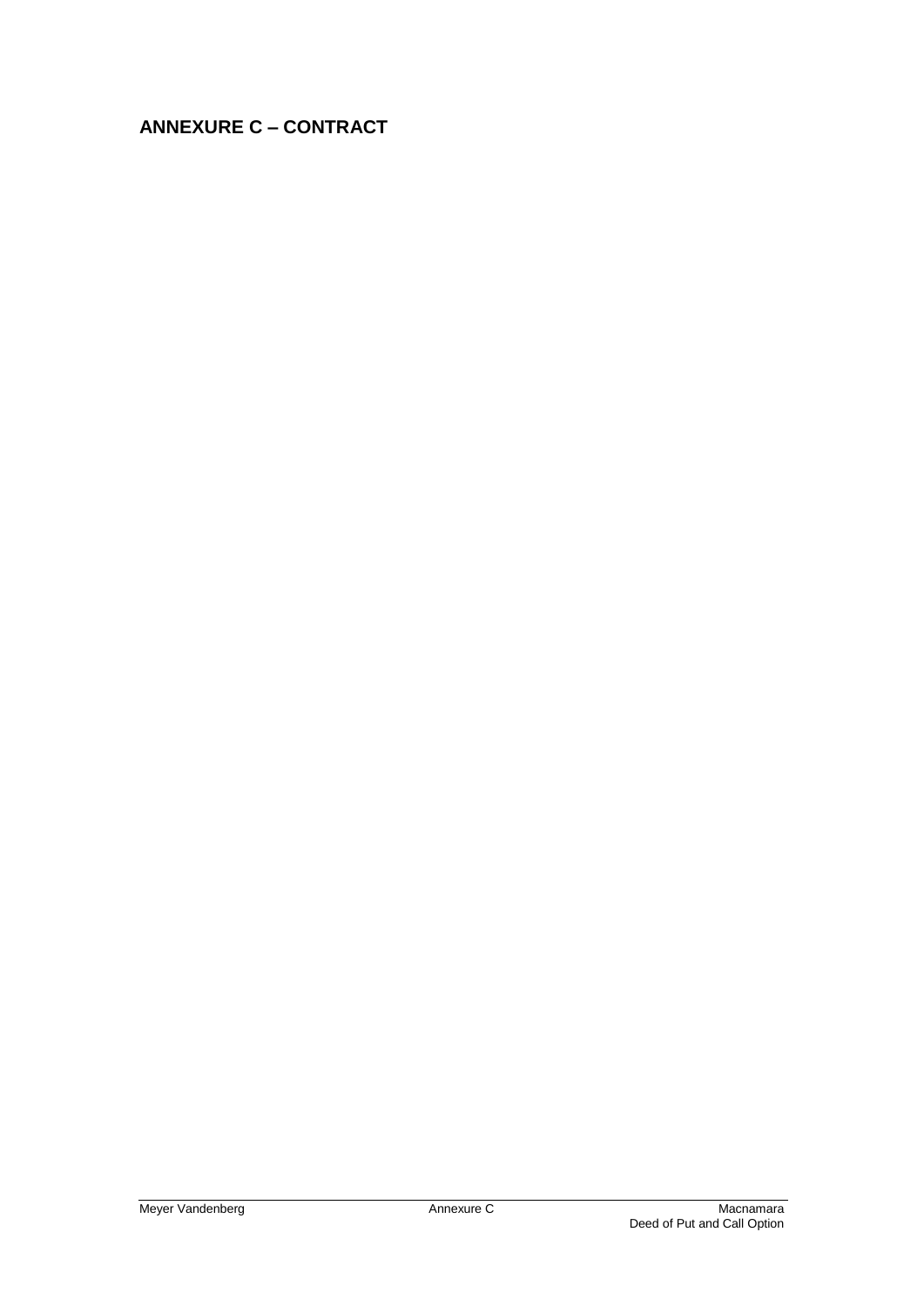## ANNEXURE C – CONTRACT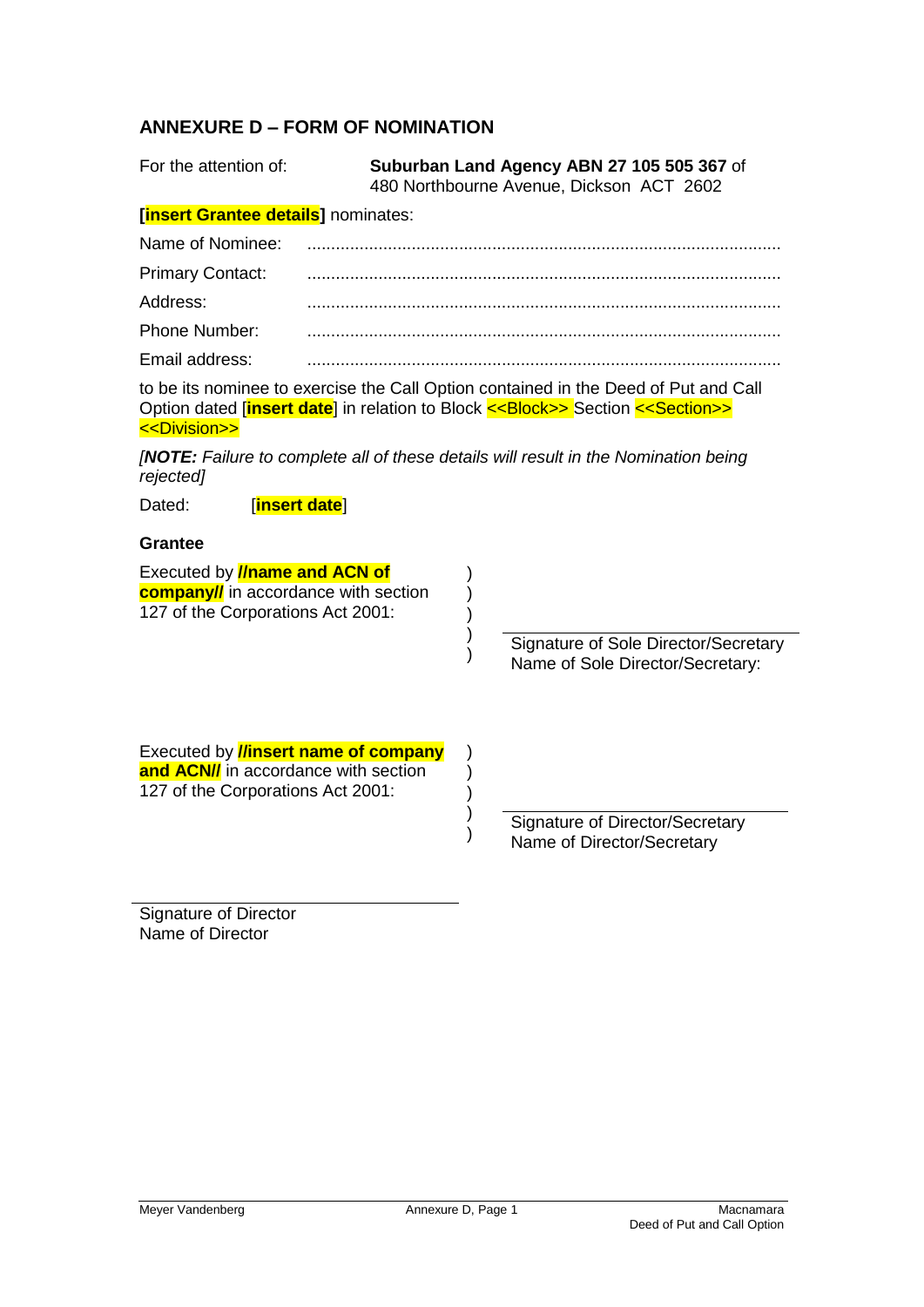## ANNEXURE D – FORM OF NOMINATION

For the attention of: **Suburban Land Agency ABN 27 105 505 367** of 480 Northbourne Avenue, Dickson ACT 2602

**[insert Grantee details]** nominates:

Name of Nominee: ..................................................................................................

Primary Contact: ..................................................................................................

Address: ..................................................................................................

Phone Number: ..................................................................................................

Email address: ..................................................................................................

to be its nominee to exercise the Call Option contained in the Deed of Put and Call Option dated [**insert date**] in relation to Block <<Block>> Section <<Section>> <<Division>>

*[**NOTE:** Failure to complete all of these details will result in the Nomination being rejected]*

Dated: [**insert date**]

**Grantee**

Executed by **//name and ACN of company//** in accordance with section 127 of the Corporations Act 2001:

______________________________
Signature of Sole Director/Secretary
Name of Sole Director/Secretary:

Executed by **//insert name of company and ACN//** in accordance with section 127 of the Corporations Act 2001:

______________________________
Signature of Director/Secretary
Name of Director/Secretary

______________________________
Signature of Director
Name of Director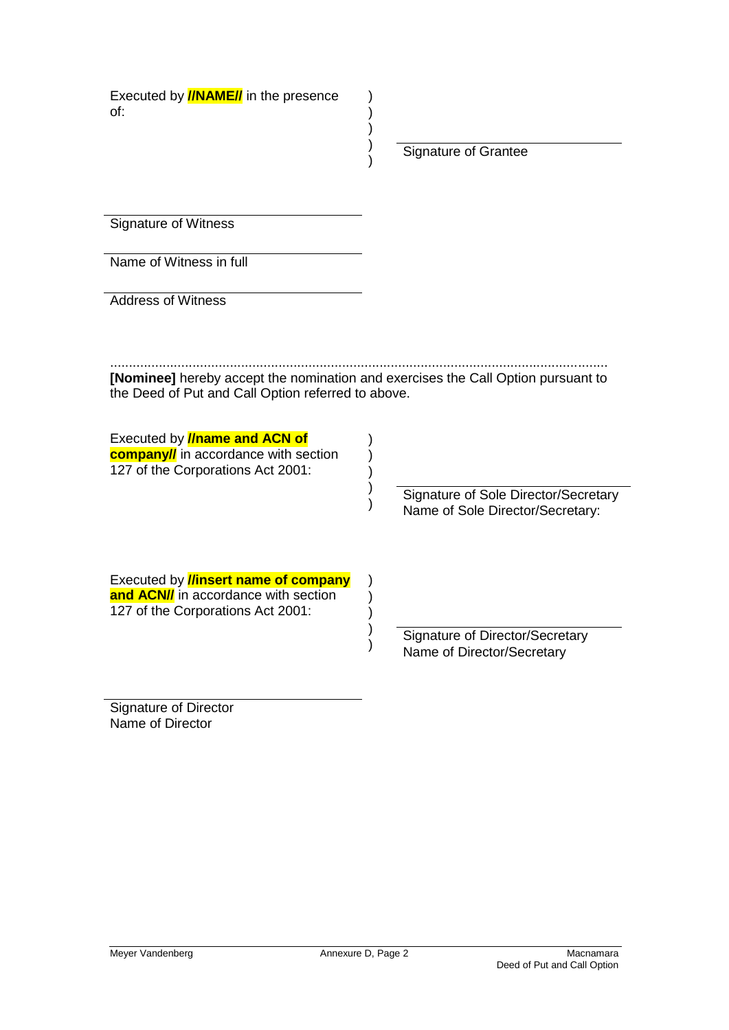Executed by **//NAME//** in the presence of: )
)
)
)
)

______________________________
Signature of Grantee

______________________________
Signature of Witness

______________________________
Name of Witness in full

______________________________
Address of Witness

.................................................................................................................................... **[Nominee]** hereby accept the nomination and exercises the Call Option pursuant to the Deed of Put and Call Option referred to above.

Executed by **//name and ACN of company//** in accordance with section 127 of the Corporations Act 2001: )
)
)
)
)

______________________________
Signature of Sole Director/Secretary
Name of Sole Director/Secretary:

Executed by **//insert name of company and ACN//** in accordance with section 127 of the Corporations Act 2001: )
)
)
)
)

______________________________
Signature of Director/Secretary
Name of Director/Secretary

______________________________
Signature of Director
Name of Director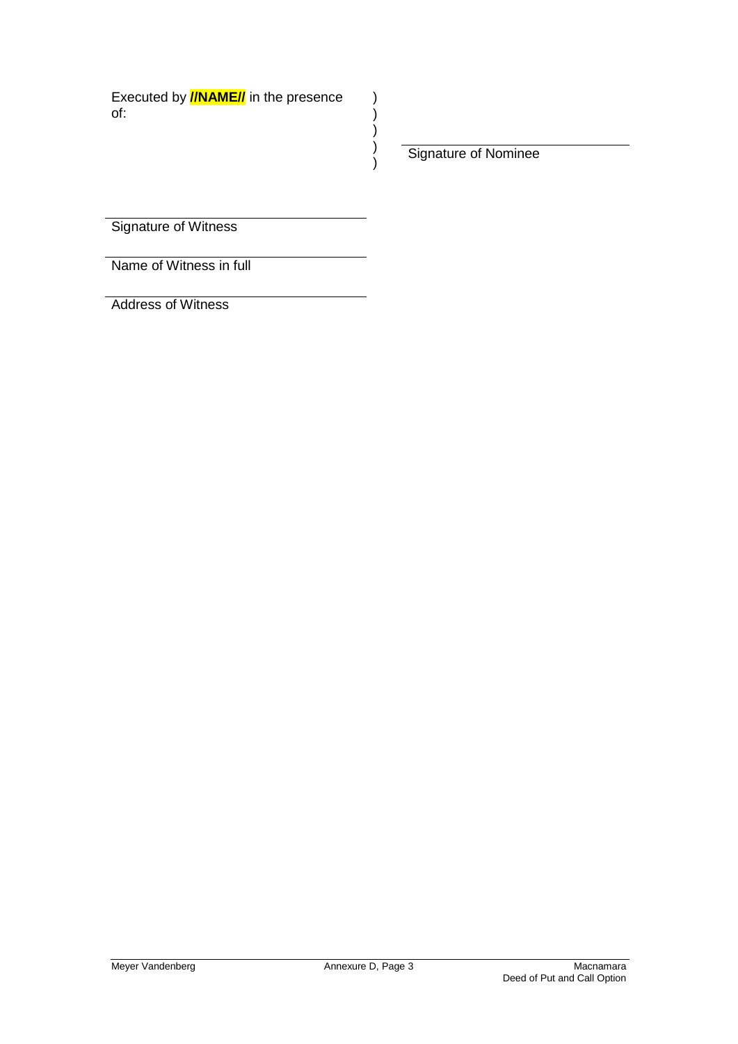Executed by **//NAME//** in the presence of: )
)
)
)
)

\_\_\_\_\_\_\_\_\_\_\_\_\_\_\_\_\_\_\_\_\_\_\_\_\_\_\_\_
Signature of Nominee

\_\_\_\_\_\_\_\_\_\_\_\_\_\_\_\_\_\_\_\_\_\_\_\_\_\_\_\_
Signature of Witness

\_\_\_\_\_\_\_\_\_\_\_\_\_\_\_\_\_\_\_\_\_\_\_\_\_\_\_\_
Name of Witness in full

\_\_\_\_\_\_\_\_\_\_\_\_\_\_\_\_\_\_\_\_\_\_\_\_\_\_\_\_
Address of Witness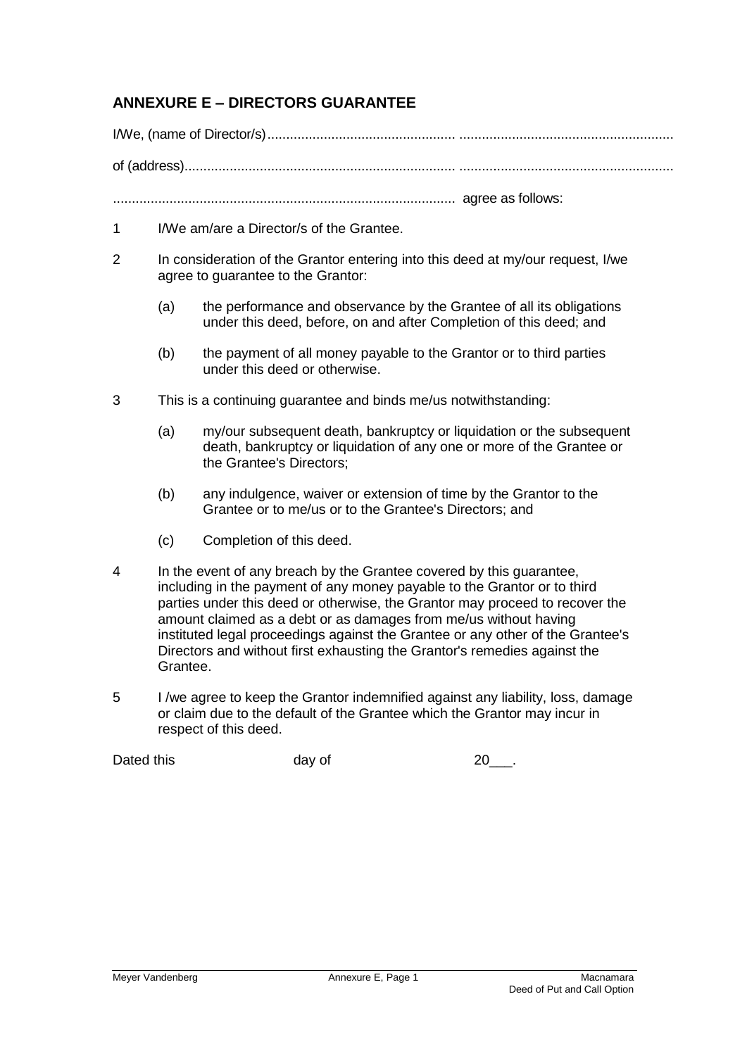## ANNEXURE E – DIRECTORS GUARANTEE

I/We, (name of Director/s)................................................. ........................................................

of (address)....................................................................... ........................................................

.......................................................................................... agree as follows:

1 I/We am/are a Director/s of the Grantee.

2 In consideration of the Grantor entering into this deed at my/our request, I/we agree to guarantee to the Grantor:

   (a) the performance and observance by the Grantee of all its obligations under this deed, before, on and after Completion of this deed; and

   (b) the payment of all money payable to the Grantor or to third parties under this deed or otherwise.

3 This is a continuing guarantee and binds me/us notwithstanding:

   (a) my/our subsequent death, bankruptcy or liquidation or the subsequent death, bankruptcy or liquidation of any one or more of the Grantee or the Grantee's Directors;

   (b) any indulgence, waiver or extension of time by the Grantor to the Grantee or to me/us or to the Grantee's Directors; and

   (c) Completion of this deed.

4 In the event of any breach by the Grantee covered by this guarantee, including in the payment of any money payable to the Grantor or to third parties under this deed or otherwise, the Grantor may proceed to recover the amount claimed as a debt or as damages from me/us without having instituted legal proceedings against the Grantee or any other of the Grantee's Directors and without first exhausting the Grantor's remedies against the Grantee.

5 I /we agree to keep the Grantor indemnified against any liability, loss, damage or claim due to the default of the Grantee which the Grantor may incur in respect of this deed.

Dated this            day of            20___.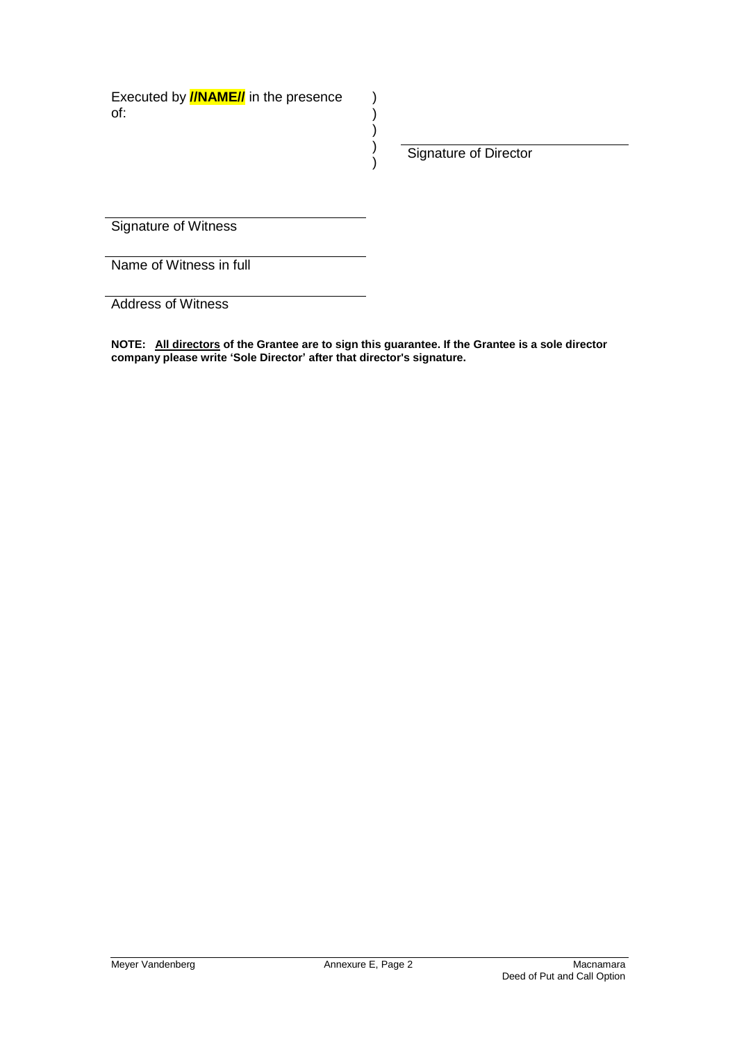Executed by **//NAME//** in the presence of: )
)
)
)
)

\_\_\_\_\_\_\_\_\_\_\_\_\_\_\_\_\_\_\_\_\_\_\_\_\_\_\_\_
Signature of Director

\_\_\_\_\_\_\_\_\_\_\_\_\_\_\_\_\_\_\_\_\_\_\_\_\_\_\_\_
Signature of Witness

\_\_\_\_\_\_\_\_\_\_\_\_\_\_\_\_\_\_\_\_\_\_\_\_\_\_\_\_
Name of Witness in full

\_\_\_\_\_\_\_\_\_\_\_\_\_\_\_\_\_\_\_\_\_\_\_\_\_\_\_\_
Address of Witness

**NOTE: All directors of the Grantee are to sign this guarantee. If the Grantee is a sole director company please write 'Sole Director' after that director's signature.**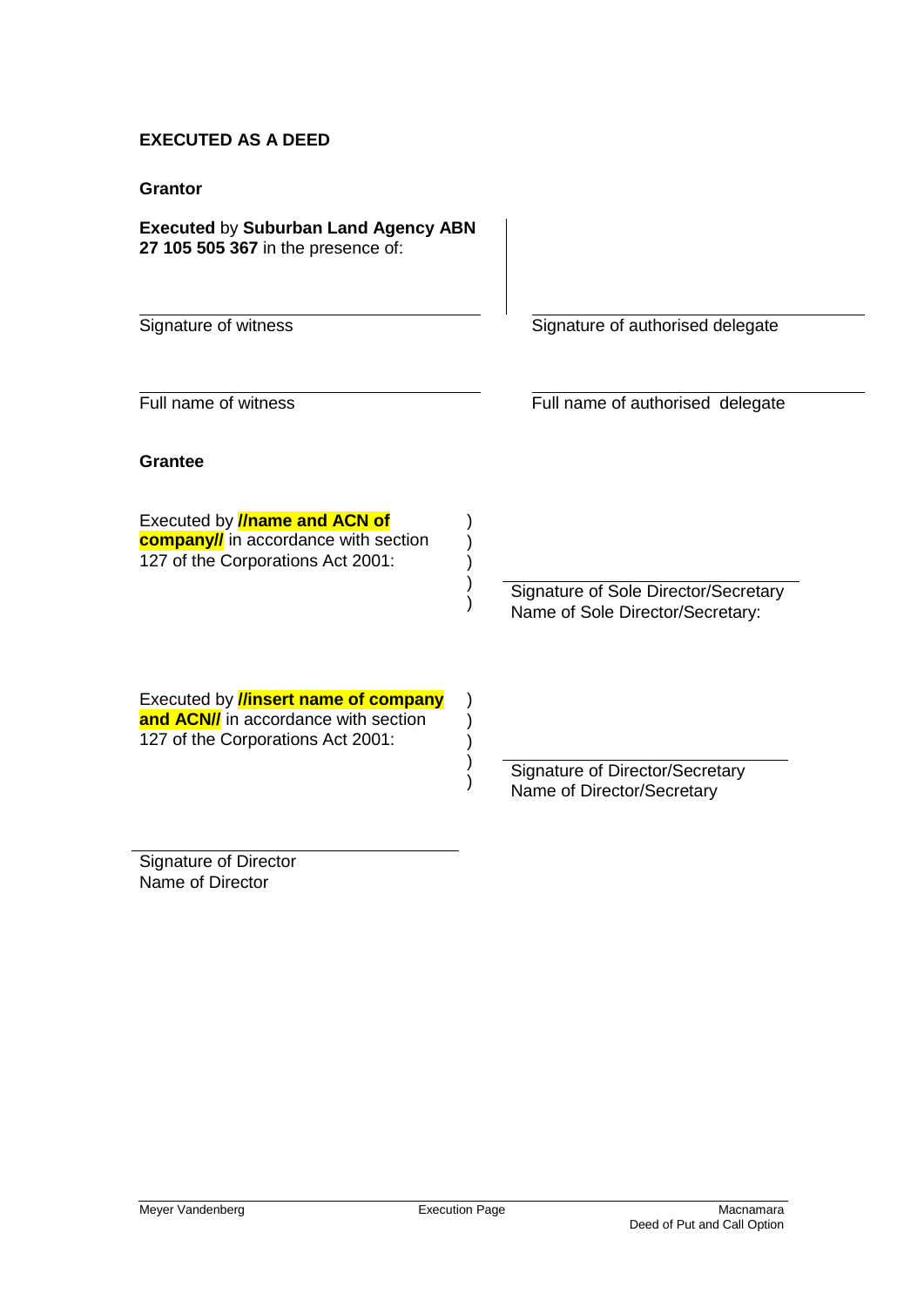**EXECUTED AS A DEED**

**Grantor**

| | |
|---|---|
| **Executed** by **Suburban Land Agency ABN 27 105 505 367** in the presence of: | |
| Signature of witness | Signature of authorised delegate |
| Full name of witness | Full name of authorised delegate |

**Grantee**

| | |
|---|---|
| Executed by **//name and ACN of company//** in accordance with section 127 of the Corporations Act 2001: | Signature of Sole Director/Secretary<br>Name of Sole Director/Secretary: |

| | |
|---|---|
| Executed by **//insert name of company and ACN//** in accordance with section 127 of the Corporations Act 2001: | Signature of Director/Secretary<br>Name of Director/Secretary |
| Signature of Director<br>Name of Director | |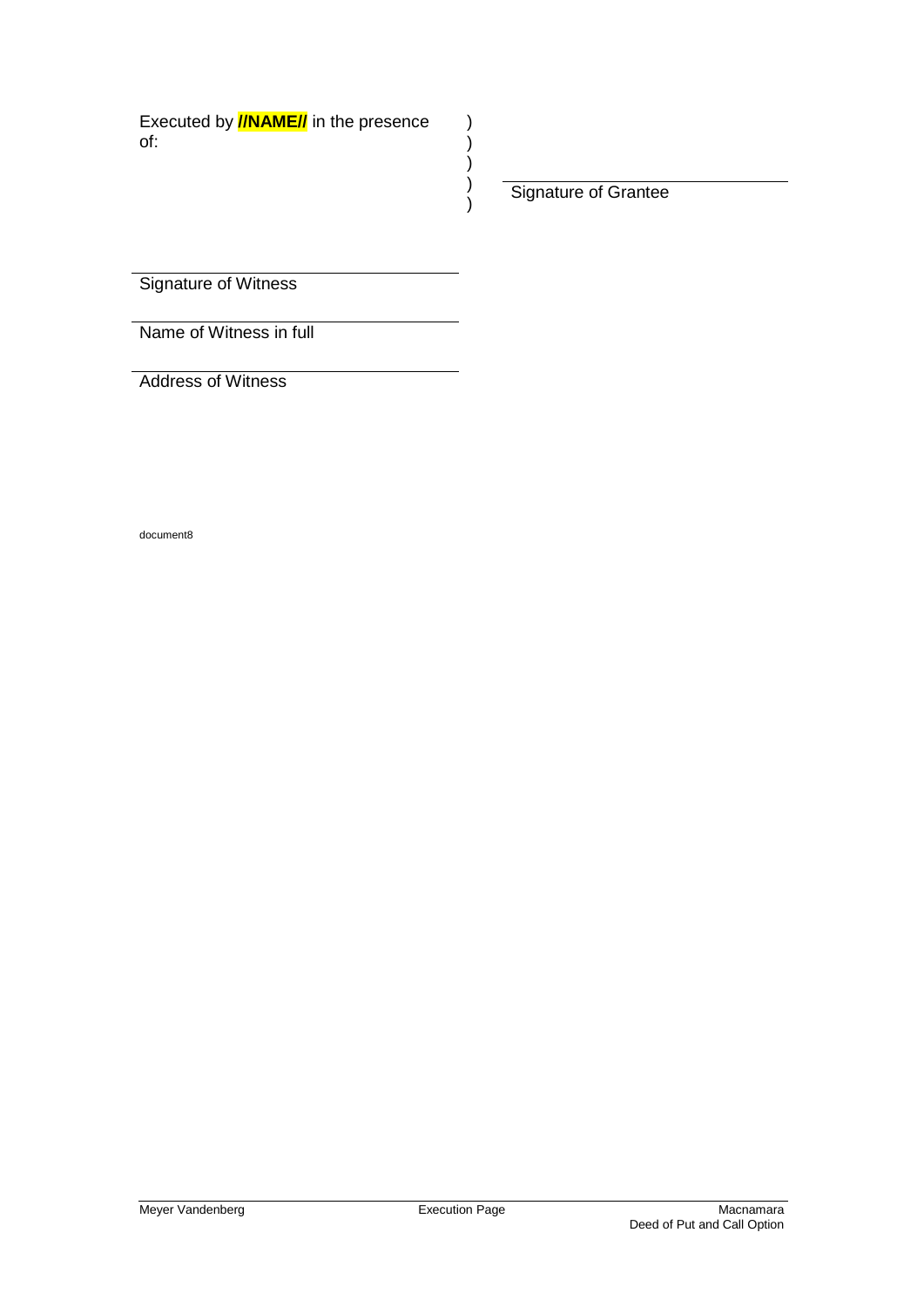Executed by **//NAME//** in the presence of: ) ) ) ) )

Signature of Grantee

Signature of Witness

Name of Witness in full

Address of Witness

document8